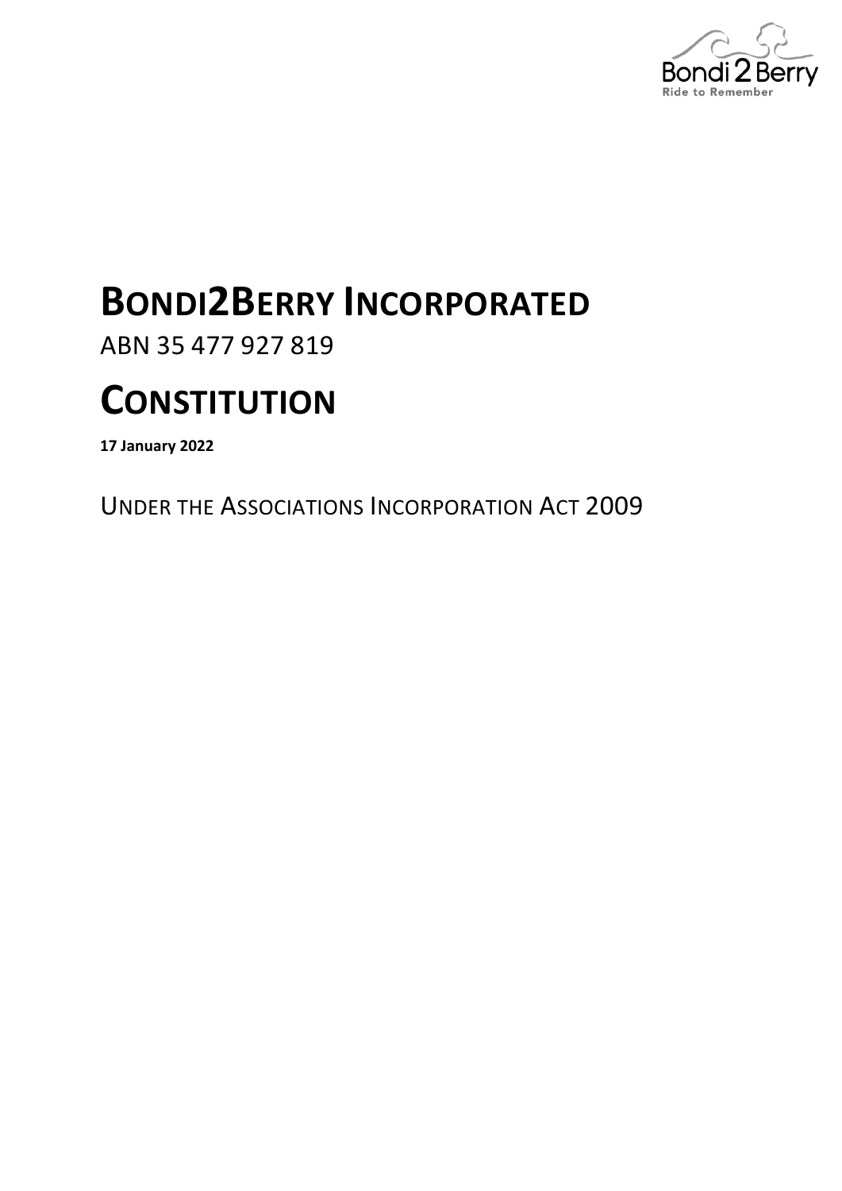# BONDI2BERRY INCORPORATED

ABN 35 477 927 819

# CONSTITUTION

**17 January 2022**

UNDER THE ASSOCIATIONS INCORPORATION ACT 2009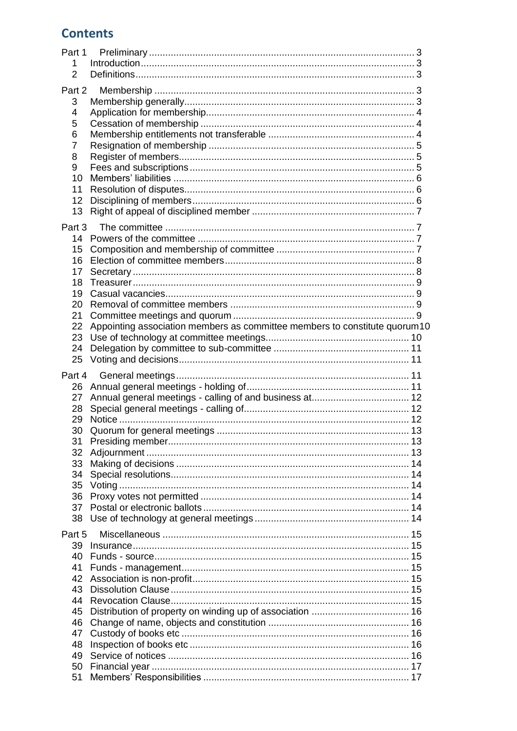## Contents

Part 1 Preliminary ... 3
- 1 Introduction ... 3
- 2 Definitions ... 3

Part 2 Membership ... 3
- 3 Membership generally ... 3
- 4 Application for membership ... 4
- 5 Cessation of membership ... 4
- 6 Membership entitlements not transferable ... 4
- 7 Resignation of membership ... 5
- 8 Register of members ... 5
- 9 Fees and subscriptions ... 5
- 10 Members' liabilities ... 6
- 11 Resolution of disputes ... 6
- 12 Disciplining of members ... 6
- 13 Right of appeal of disciplined member ... 7

Part 3 The committee ... 7
- 14 Powers of the committee ... 7
- 15 Composition and membership of committee ... 7
- 16 Election of committee members ... 8
- 17 Secretary ... 8
- 18 Treasurer ... 9
- 19 Casual vacancies ... 9
- 20 Removal of committee members ... 9
- 21 Committee meetings and quorum ... 9
- 22 Appointing association members as committee members to constitute quorum 10
- 23 Use of technology at committee meetings ... 10
- 24 Delegation by committee to sub-committee ... 11
- 25 Voting and decisions ... 11

Part 4 General meetings ... 11
- 26 Annual general meetings - holding of ... 11
- 27 Annual general meetings - calling of and business at ... 12
- 28 Special general meetings - calling of ... 12
- 29 Notice ... 12
- 30 Quorum for general meetings ... 13
- 31 Presiding member ... 13
- 32 Adjournment ... 13
- 33 Making of decisions ... 14
- 34 Special resolutions ... 14
- 35 Voting ... 14
- 36 Proxy votes not permitted ... 14
- 37 Postal or electronic ballots ... 14
- 38 Use of technology at general meetings ... 14

Part 5 Miscellaneous ... 15
- 39 Insurance ... 15
- 40 Funds - source ... 15
- 41 Funds - management ... 15
- 42 Association is non-profit ... 15
- 43 Dissolution Clause ... 15
- 44 Revocation Clause ... 15
- 45 Distribution of property on winding up of association ... 16
- 46 Change of name, objects and constitution ... 16
- 47 Custody of books etc ... 16
- 48 Inspection of books etc ... 16
- 49 Service of notices ... 16
- 50 Financial year ... 17
- 51 Members' Responsibilities ... 17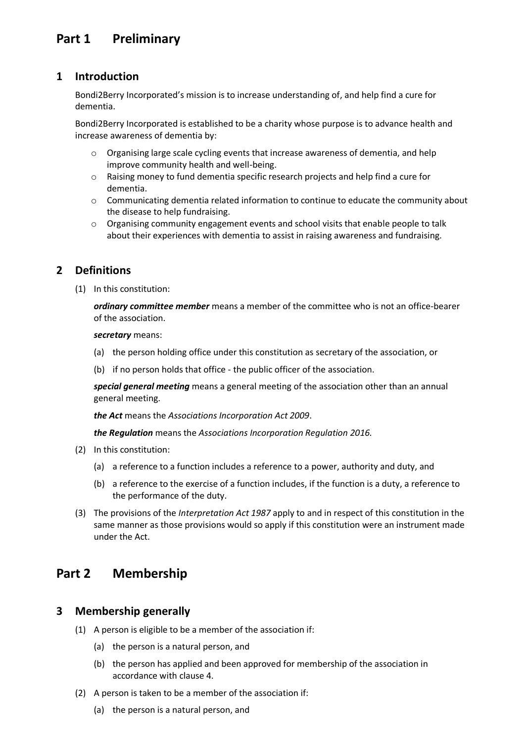# Part 1 Preliminary

## 1 Introduction

Bondi2Berry Incorporated's mission is to increase understanding of, and help find a cure for dementia.

Bondi2Berry Incorporated is established to be a charity whose purpose is to advance health and increase awareness of dementia by:

- Organising large scale cycling events that increase awareness of dementia, and help improve community health and well-being.
- Raising money to fund dementia specific research projects and help find a cure for dementia.
- Communicating dementia related information to continue to educate the community about the disease to help fundraising.
- Organising community engagement events and school visits that enable people to talk about their experiences with dementia to assist in raising awareness and fundraising.

## 2 Definitions

(1) In this constitution:

***ordinary committee member*** means a member of the committee who is not an office-bearer of the association.

***secretary*** means:

(a) the person holding office under this constitution as secretary of the association, or

(b) if no person holds that office - the public officer of the association.

***special general meeting*** means a general meeting of the association other than an annual general meeting.

***the Act*** means the *Associations Incorporation Act 2009*.

***the Regulation*** means the *Associations Incorporation Regulation 2016.*

(2) In this constitution:

(a) a reference to a function includes a reference to a power, authority and duty, and

(b) a reference to the exercise of a function includes, if the function is a duty, a reference to the performance of the duty.

(3) The provisions of the *Interpretation Act 1987* apply to and in respect of this constitution in the same manner as those provisions would so apply if this constitution were an instrument made under the Act.

# Part 2 Membership

## 3 Membership generally

(1) A person is eligible to be a member of the association if:

(a) the person is a natural person, and

(b) the person has applied and been approved for membership of the association in accordance with clause 4.

(2) A person is taken to be a member of the association if:

(a) the person is a natural person, and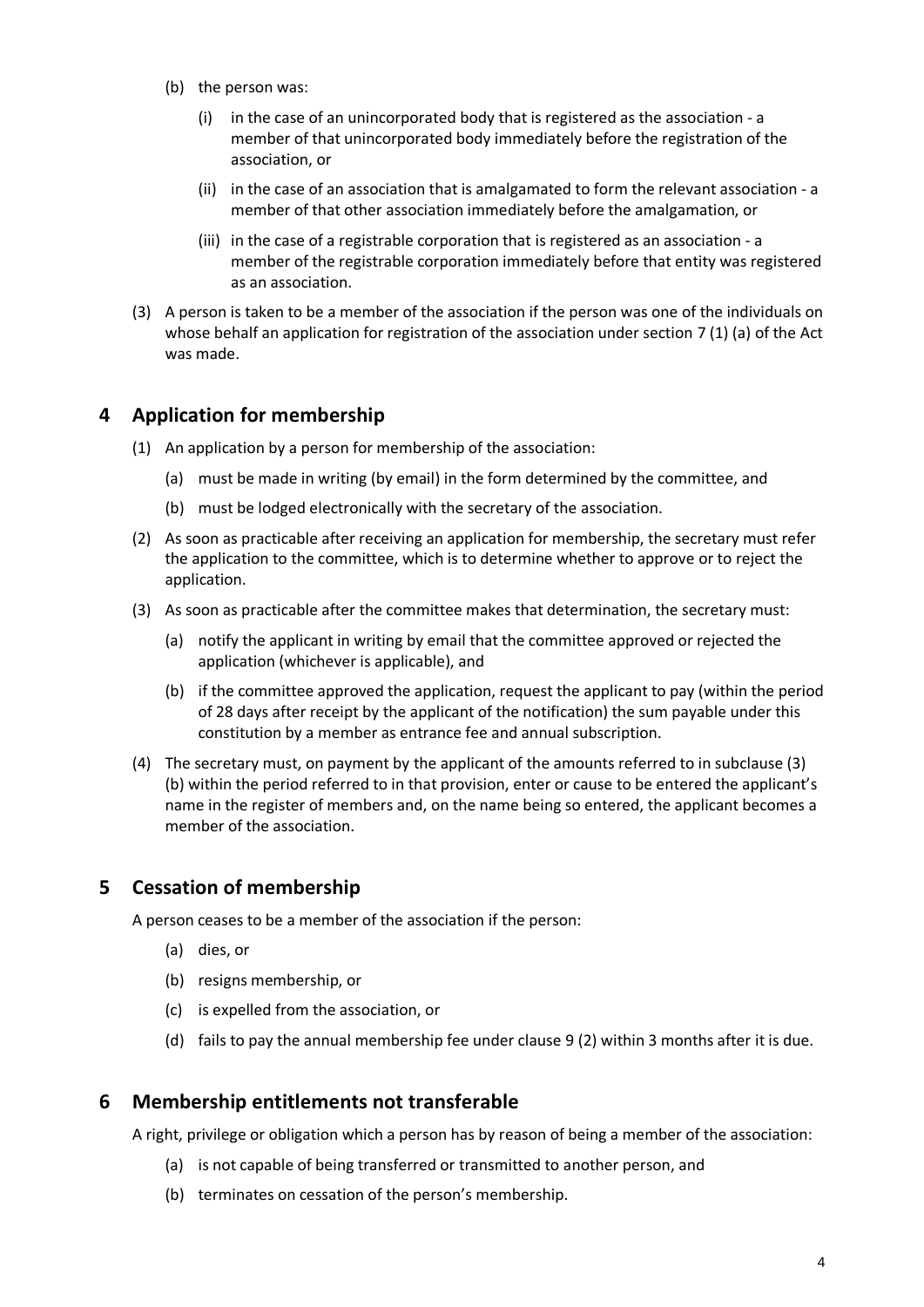(b) the person was:

(i) in the case of an unincorporated body that is registered as the association - a member of that unincorporated body immediately before the registration of the association, or

(ii) in the case of an association that is amalgamated to form the relevant association - a member of that other association immediately before the amalgamation, or

(iii) in the case of a registrable corporation that is registered as an association - a member of the registrable corporation immediately before that entity was registered as an association.

(3) A person is taken to be a member of the association if the person was one of the individuals on whose behalf an application for registration of the association under section 7 (1) (a) of the Act was made.

## 4 Application for membership

(1) An application by a person for membership of the association:

(a) must be made in writing (by email) in the form determined by the committee, and

(b) must be lodged electronically with the secretary of the association.

(2) As soon as practicable after receiving an application for membership, the secretary must refer the application to the committee, which is to determine whether to approve or to reject the application.

(3) As soon as practicable after the committee makes that determination, the secretary must:

(a) notify the applicant in writing by email that the committee approved or rejected the application (whichever is applicable), and

(b) if the committee approved the application, request the applicant to pay (within the period of 28 days after receipt by the applicant of the notification) the sum payable under this constitution by a member as entrance fee and annual subscription.

(4) The secretary must, on payment by the applicant of the amounts referred to in subclause (3) (b) within the period referred to in that provision, enter or cause to be entered the applicant's name in the register of members and, on the name being so entered, the applicant becomes a member of the association.

## 5 Cessation of membership

A person ceases to be a member of the association if the person:

(a) dies, or

(b) resigns membership, or

(c) is expelled from the association, or

(d) fails to pay the annual membership fee under clause 9 (2) within 3 months after it is due.

## 6 Membership entitlements not transferable

A right, privilege or obligation which a person has by reason of being a member of the association:

(a) is not capable of being transferred or transmitted to another person, and

(b) terminates on cessation of the person's membership.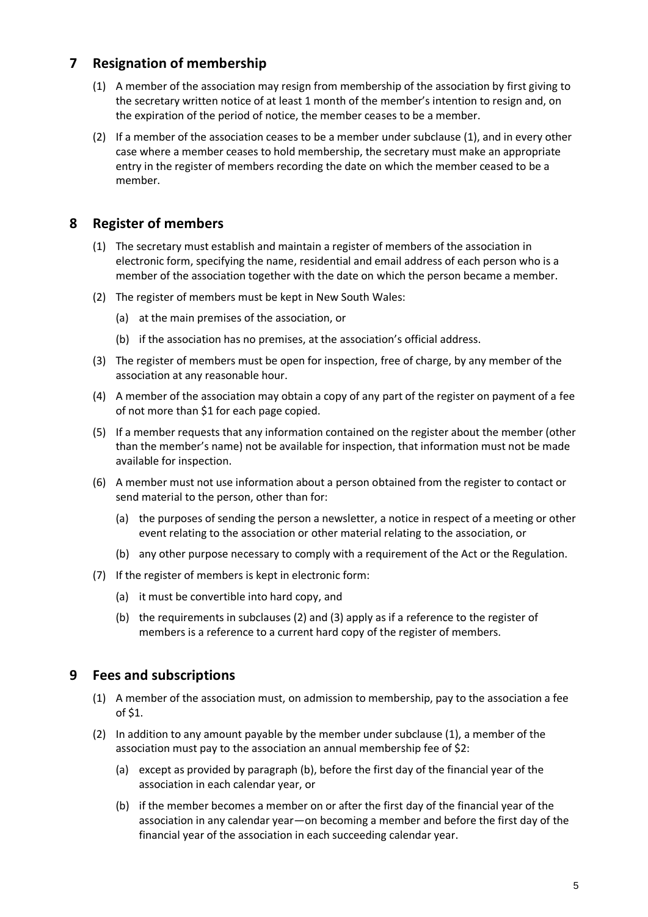## 7 Resignation of membership

(1) A member of the association may resign from membership of the association by first giving to the secretary written notice of at least 1 month of the member's intention to resign and, on the expiration of the period of notice, the member ceases to be a member.

(2) If a member of the association ceases to be a member under subclause (1), and in every other case where a member ceases to hold membership, the secretary must make an appropriate entry in the register of members recording the date on which the member ceased to be a member.

## 8 Register of members

(1) The secretary must establish and maintain a register of members of the association in electronic form, specifying the name, residential and email address of each person who is a member of the association together with the date on which the person became a member.

(2) The register of members must be kept in New South Wales:

(a) at the main premises of the association, or

(b) if the association has no premises, at the association's official address.

(3) The register of members must be open for inspection, free of charge, by any member of the association at any reasonable hour.

(4) A member of the association may obtain a copy of any part of the register on payment of a fee of not more than $1 for each page copied.

(5) If a member requests that any information contained on the register about the member (other than the member's name) not be available for inspection, that information must not be made available for inspection.

(6) A member must not use information about a person obtained from the register to contact or send material to the person, other than for:

(a) the purposes of sending the person a newsletter, a notice in respect of a meeting or other event relating to the association or other material relating to the association, or

(b) any other purpose necessary to comply with a requirement of the Act or the Regulation.

(7) If the register of members is kept in electronic form:

(a) it must be convertible into hard copy, and

(b) the requirements in subclauses (2) and (3) apply as if a reference to the register of members is a reference to a current hard copy of the register of members.

## 9 Fees and subscriptions

(1) A member of the association must, on admission to membership, pay to the association a fee of $1.

(2) In addition to any amount payable by the member under subclause (1), a member of the association must pay to the association an annual membership fee of $2:

(a) except as provided by paragraph (b), before the first day of the financial year of the association in each calendar year, or

(b) if the member becomes a member on or after the first day of the financial year of the association in any calendar year—on becoming a member and before the first day of the financial year of the association in each succeeding calendar year.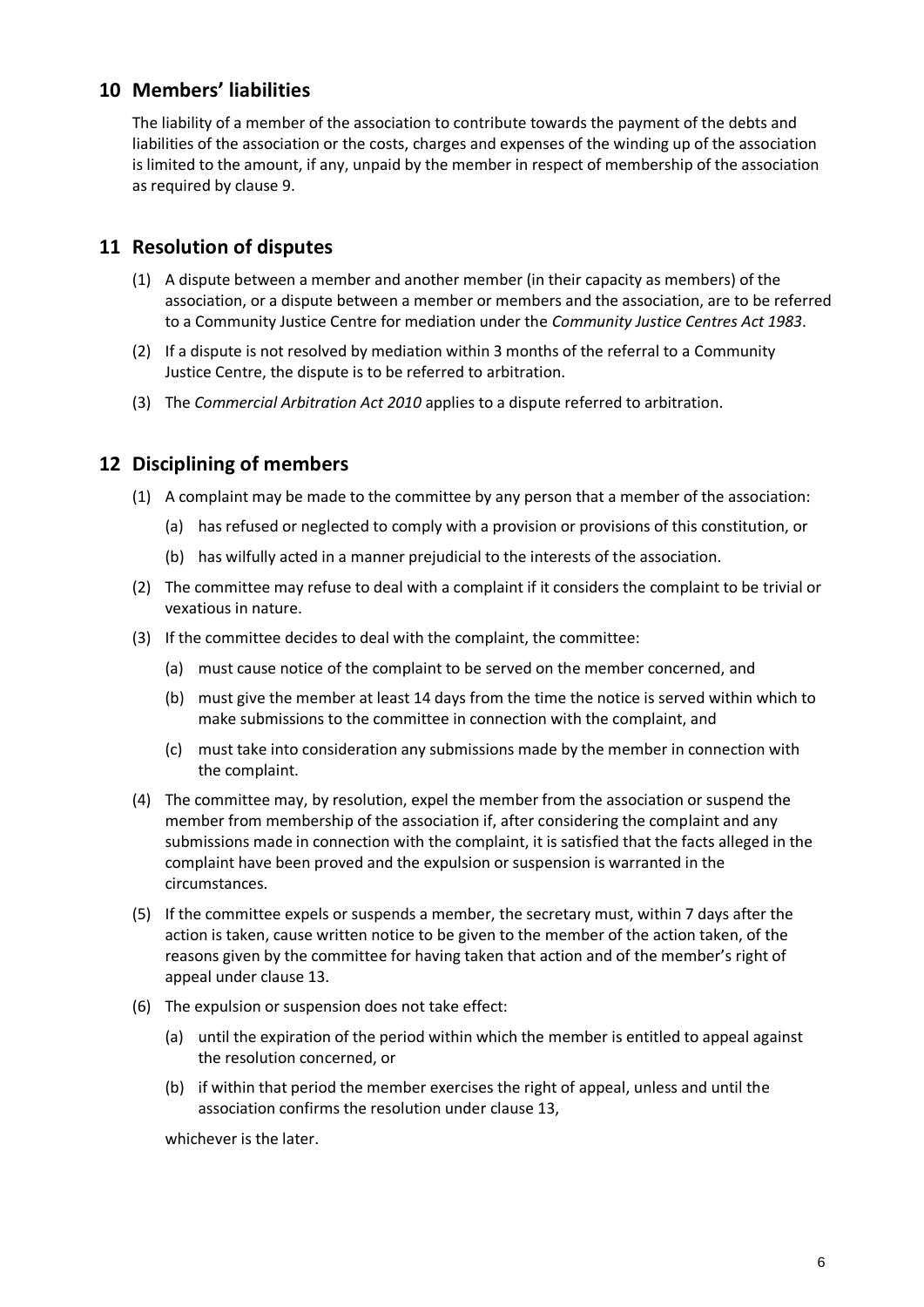## 10 Members' liabilities

The liability of a member of the association to contribute towards the payment of the debts and liabilities of the association or the costs, charges and expenses of the winding up of the association is limited to the amount, if any, unpaid by the member in respect of membership of the association as required by clause 9.

## 11 Resolution of disputes

(1) A dispute between a member and another member (in their capacity as members) of the association, or a dispute between a member or members and the association, are to be referred to a Community Justice Centre for mediation under the *Community Justice Centres Act 1983*.

(2) If a dispute is not resolved by mediation within 3 months of the referral to a Community Justice Centre, the dispute is to be referred to arbitration.

(3) The *Commercial Arbitration Act 2010* applies to a dispute referred to arbitration.

## 12 Disciplining of members

(1) A complaint may be made to the committee by any person that a member of the association:

- (a) has refused or neglected to comply with a provision or provisions of this constitution, or
- (b) has wilfully acted in a manner prejudicial to the interests of the association.

(2) The committee may refuse to deal with a complaint if it considers the complaint to be trivial or vexatious in nature.

(3) If the committee decides to deal with the complaint, the committee:

- (a) must cause notice of the complaint to be served on the member concerned, and
- (b) must give the member at least 14 days from the time the notice is served within which to make submissions to the committee in connection with the complaint, and
- (c) must take into consideration any submissions made by the member in connection with the complaint.

(4) The committee may, by resolution, expel the member from the association or suspend the member from membership of the association if, after considering the complaint and any submissions made in connection with the complaint, it is satisfied that the facts alleged in the complaint have been proved and the expulsion or suspension is warranted in the circumstances.

(5) If the committee expels or suspends a member, the secretary must, within 7 days after the action is taken, cause written notice to be given to the member of the action taken, of the reasons given by the committee for having taken that action and of the member's right of appeal under clause 13.

(6) The expulsion or suspension does not take effect:

- (a) until the expiration of the period within which the member is entitled to appeal against the resolution concerned, or
- (b) if within that period the member exercises the right of appeal, unless and until the association confirms the resolution under clause 13,

whichever is the later.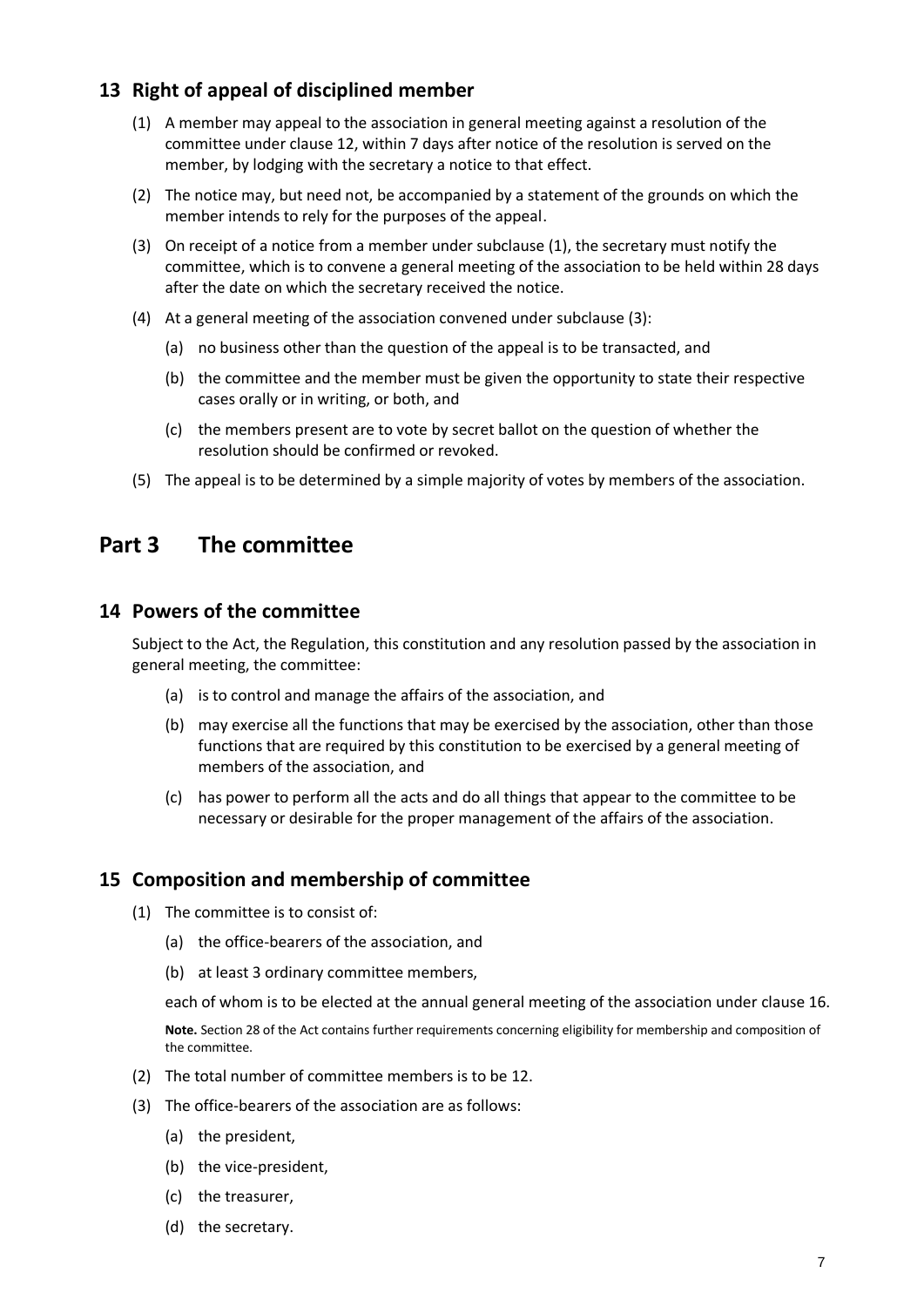## 13 Right of appeal of disciplined member

(1) A member may appeal to the association in general meeting against a resolution of the committee under clause 12, within 7 days after notice of the resolution is served on the member, by lodging with the secretary a notice to that effect.

(2) The notice may, but need not, be accompanied by a statement of the grounds on which the member intends to rely for the purposes of the appeal.

(3) On receipt of a notice from a member under subclause (1), the secretary must notify the committee, which is to convene a general meeting of the association to be held within 28 days after the date on which the secretary received the notice.

(4) At a general meeting of the association convened under subclause (3):

- (a) no business other than the question of the appeal is to be transacted, and
- (b) the committee and the member must be given the opportunity to state their respective cases orally or in writing, or both, and
- (c) the members present are to vote by secret ballot on the question of whether the resolution should be confirmed or revoked.

(5) The appeal is to be determined by a simple majority of votes by members of the association.

# Part 3 The committee

## 14 Powers of the committee

Subject to the Act, the Regulation, this constitution and any resolution passed by the association in general meeting, the committee:

- (a) is to control and manage the affairs of the association, and
- (b) may exercise all the functions that may be exercised by the association, other than those functions that are required by this constitution to be exercised by a general meeting of members of the association, and
- (c) has power to perform all the acts and do all things that appear to the committee to be necessary or desirable for the proper management of the affairs of the association.

## 15 Composition and membership of committee

(1) The committee is to consist of:

- (a) the office-bearers of the association, and
- (b) at least 3 ordinary committee members,

each of whom is to be elected at the annual general meeting of the association under clause 16.

**Note.** Section 28 of the Act contains further requirements concerning eligibility for membership and composition of the committee.

(2) The total number of committee members is to be 12.

(3) The office-bearers of the association are as follows:

- (a) the president,
- (b) the vice-president,
- (c) the treasurer,
- (d) the secretary.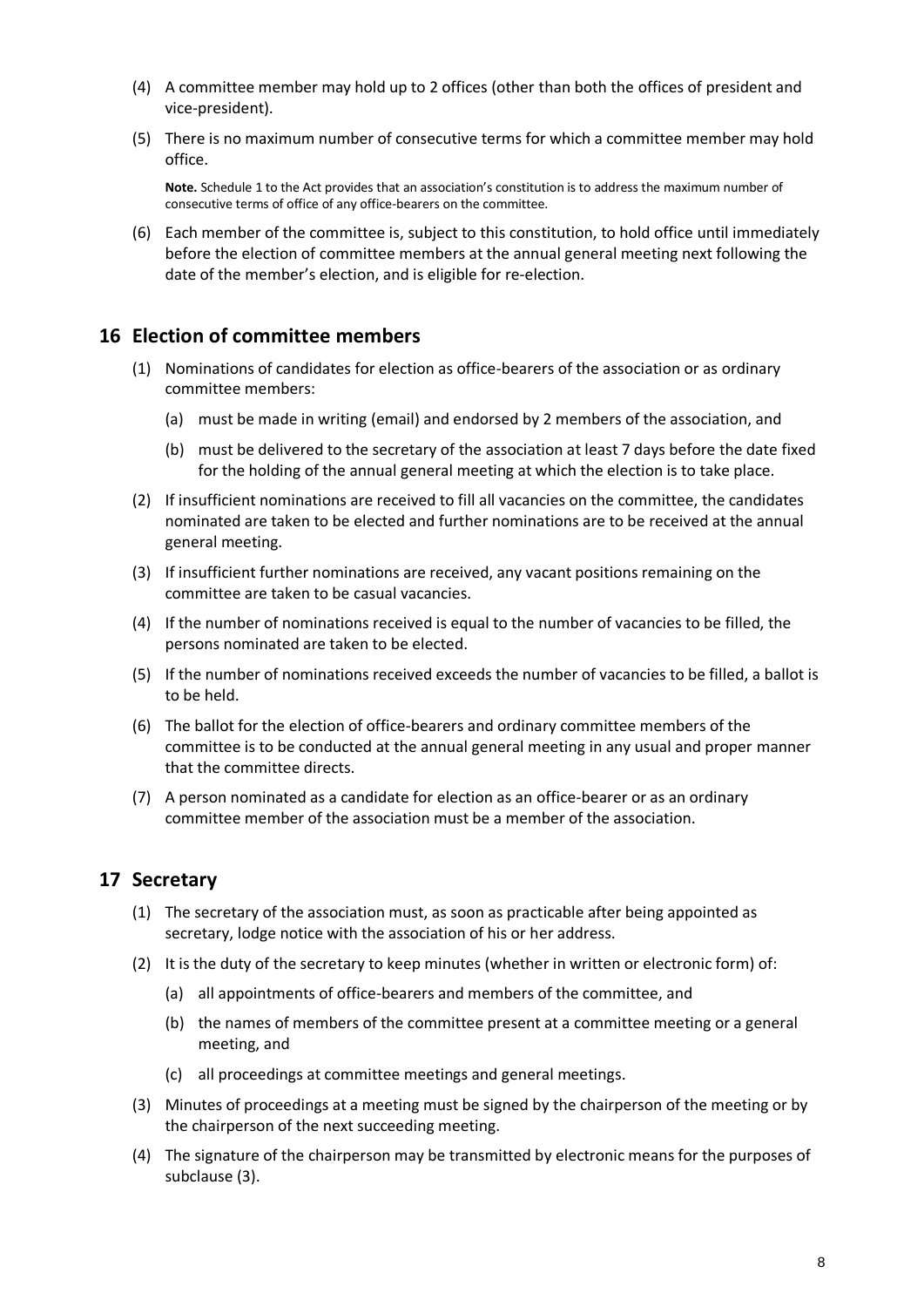(4) A committee member may hold up to 2 offices (other than both the offices of president and vice-president).

(5) There is no maximum number of consecutive terms for which a committee member may hold office.

**Note.** Schedule 1 to the Act provides that an association's constitution is to address the maximum number of consecutive terms of office of any office-bearers on the committee.

(6) Each member of the committee is, subject to this constitution, to hold office until immediately before the election of committee members at the annual general meeting next following the date of the member's election, and is eligible for re-election.

## 16 Election of committee members

(1) Nominations of candidates for election as office-bearers of the association or as ordinary committee members:

(a) must be made in writing (email) and endorsed by 2 members of the association, and

(b) must be delivered to the secretary of the association at least 7 days before the date fixed for the holding of the annual general meeting at which the election is to take place.

(2) If insufficient nominations are received to fill all vacancies on the committee, the candidates nominated are taken to be elected and further nominations are to be received at the annual general meeting.

(3) If insufficient further nominations are received, any vacant positions remaining on the committee are taken to be casual vacancies.

(4) If the number of nominations received is equal to the number of vacancies to be filled, the persons nominated are taken to be elected.

(5) If the number of nominations received exceeds the number of vacancies to be filled, a ballot is to be held.

(6) The ballot for the election of office-bearers and ordinary committee members of the committee is to be conducted at the annual general meeting in any usual and proper manner that the committee directs.

(7) A person nominated as a candidate for election as an office-bearer or as an ordinary committee member of the association must be a member of the association.

## 17 Secretary

(1) The secretary of the association must, as soon as practicable after being appointed as secretary, lodge notice with the association of his or her address.

(2) It is the duty of the secretary to keep minutes (whether in written or electronic form) of:

(a) all appointments of office-bearers and members of the committee, and

(b) the names of members of the committee present at a committee meeting or a general meeting, and

(c) all proceedings at committee meetings and general meetings.

(3) Minutes of proceedings at a meeting must be signed by the chairperson of the meeting or by the chairperson of the next succeeding meeting.

(4) The signature of the chairperson may be transmitted by electronic means for the purposes of subclause (3).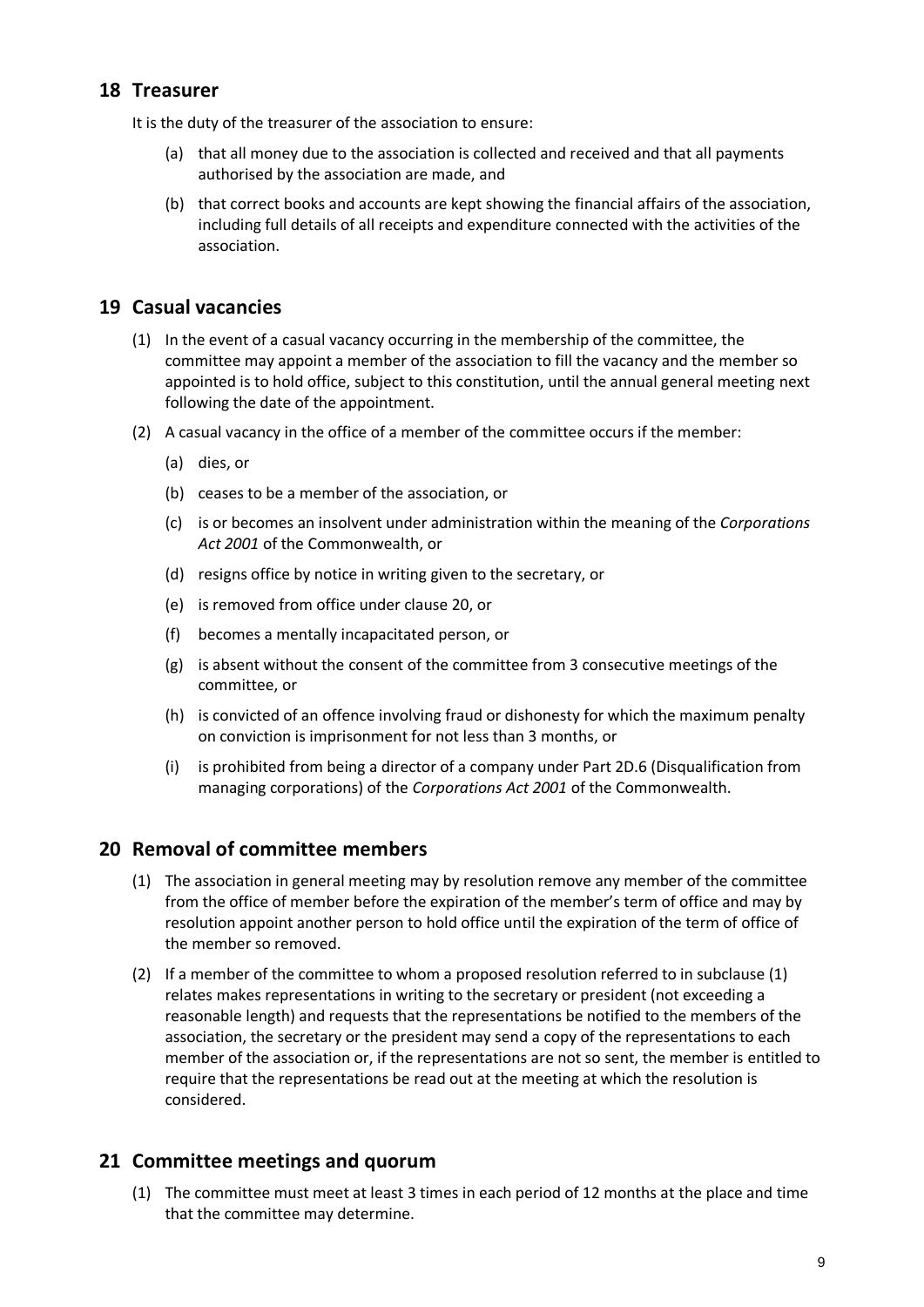## 18 Treasurer

It is the duty of the treasurer of the association to ensure:

(a) that all money due to the association is collected and received and that all payments authorised by the association are made, and

(b) that correct books and accounts are kept showing the financial affairs of the association, including full details of all receipts and expenditure connected with the activities of the association.

## 19 Casual vacancies

(1) In the event of a casual vacancy occurring in the membership of the committee, the committee may appoint a member of the association to fill the vacancy and the member so appointed is to hold office, subject to this constitution, until the annual general meeting next following the date of the appointment.

(2) A casual vacancy in the office of a member of the committee occurs if the member:

(a) dies, or

(b) ceases to be a member of the association, or

(c) is or becomes an insolvent under administration within the meaning of the *Corporations Act 2001* of the Commonwealth, or

(d) resigns office by notice in writing given to the secretary, or

(e) is removed from office under clause 20, or

(f) becomes a mentally incapacitated person, or

(g) is absent without the consent of the committee from 3 consecutive meetings of the committee, or

(h) is convicted of an offence involving fraud or dishonesty for which the maximum penalty on conviction is imprisonment for not less than 3 months, or

(i) is prohibited from being a director of a company under Part 2D.6 (Disqualification from managing corporations) of the *Corporations Act 2001* of the Commonwealth.

## 20 Removal of committee members

(1) The association in general meeting may by resolution remove any member of the committee from the office of member before the expiration of the member's term of office and may by resolution appoint another person to hold office until the expiration of the term of office of the member so removed.

(2) If a member of the committee to whom a proposed resolution referred to in subclause (1) relates makes representations in writing to the secretary or president (not exceeding a reasonable length) and requests that the representations be notified to the members of the association, the secretary or the president may send a copy of the representations to each member of the association or, if the representations are not so sent, the member is entitled to require that the representations be read out at the meeting at which the resolution is considered.

## 21 Committee meetings and quorum

(1) The committee must meet at least 3 times in each period of 12 months at the place and time that the committee may determine.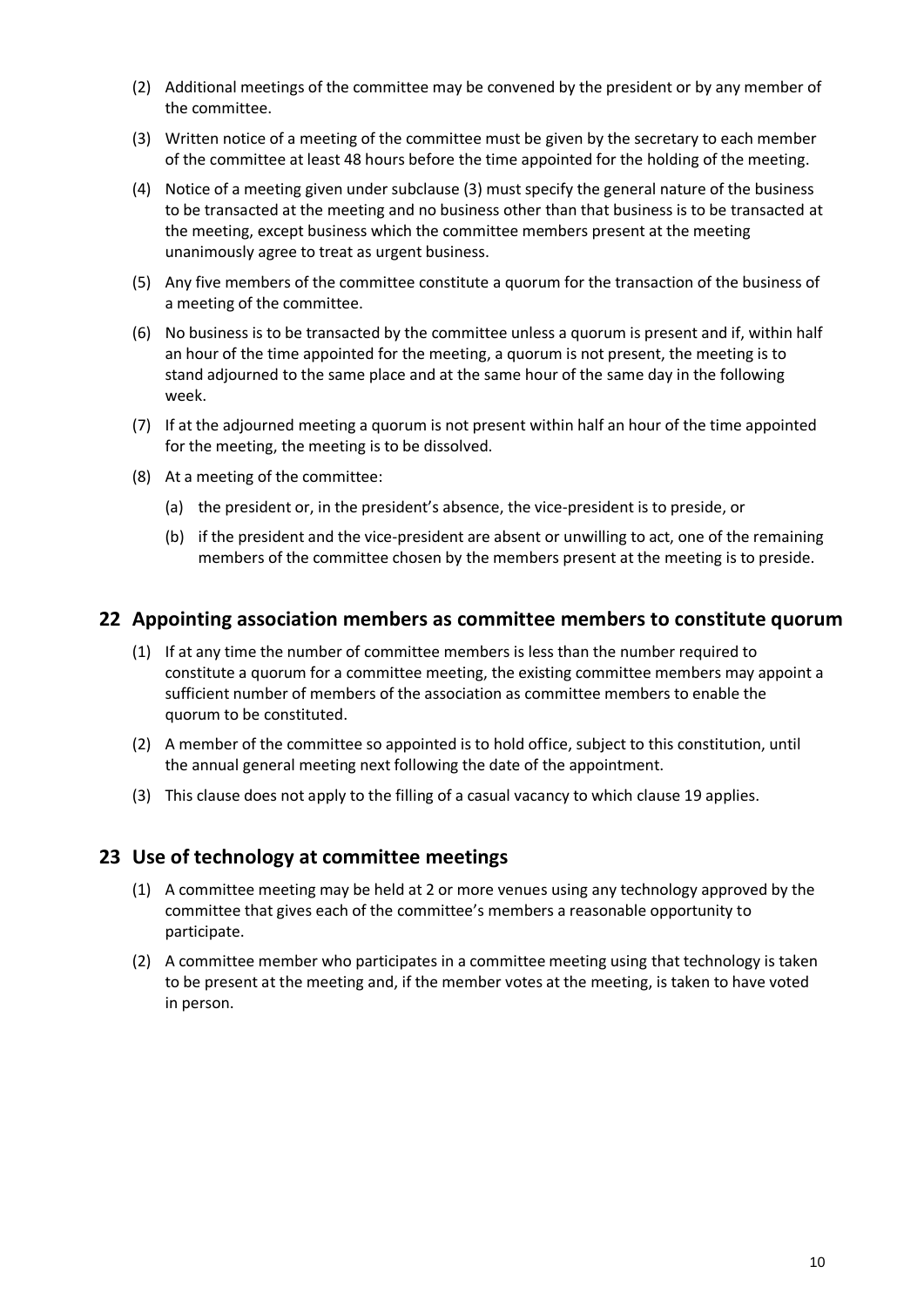(2) Additional meetings of the committee may be convened by the president or by any member of the committee.

(3) Written notice of a meeting of the committee must be given by the secretary to each member of the committee at least 48 hours before the time appointed for the holding of the meeting.

(4) Notice of a meeting given under subclause (3) must specify the general nature of the business to be transacted at the meeting and no business other than that business is to be transacted at the meeting, except business which the committee members present at the meeting unanimously agree to treat as urgent business.

(5) Any five members of the committee constitute a quorum for the transaction of the business of a meeting of the committee.

(6) No business is to be transacted by the committee unless a quorum is present and if, within half an hour of the time appointed for the meeting, a quorum is not present, the meeting is to stand adjourned to the same place and at the same hour of the same day in the following week.

(7) If at the adjourned meeting a quorum is not present within half an hour of the time appointed for the meeting, the meeting is to be dissolved.

(8) At a meeting of the committee:

   (a) the president or, in the president's absence, the vice-president is to preside, or

   (b) if the president and the vice-president are absent or unwilling to act, one of the remaining members of the committee chosen by the members present at the meeting is to preside.

## 22 Appointing association members as committee members to constitute quorum

(1) If at any time the number of committee members is less than the number required to constitute a quorum for a committee meeting, the existing committee members may appoint a sufficient number of members of the association as committee members to enable the quorum to be constituted.

(2) A member of the committee so appointed is to hold office, subject to this constitution, until the annual general meeting next following the date of the appointment.

(3) This clause does not apply to the filling of a casual vacancy to which clause 19 applies.

## 23 Use of technology at committee meetings

(1) A committee meeting may be held at 2 or more venues using any technology approved by the committee that gives each of the committee's members a reasonable opportunity to participate.

(2) A committee member who participates in a committee meeting using that technology is taken to be present at the meeting and, if the member votes at the meeting, is taken to have voted in person.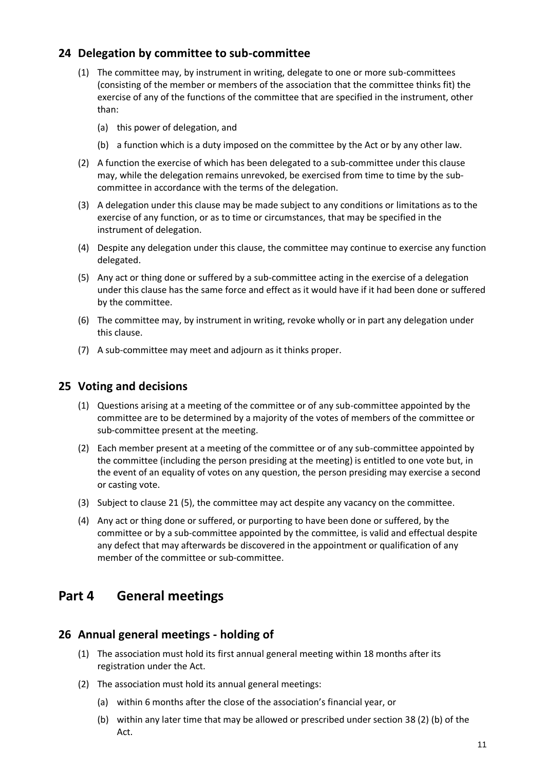## 24 Delegation by committee to sub-committee

(1) The committee may, by instrument in writing, delegate to one or more sub-committees (consisting of the member or members of the association that the committee thinks fit) the exercise of any of the functions of the committee that are specified in the instrument, other than:

(a) this power of delegation, and

(b) a function which is a duty imposed on the committee by the Act or by any other law.

(2) A function the exercise of which has been delegated to a sub-committee under this clause may, while the delegation remains unrevoked, be exercised from time to time by the sub-committee in accordance with the terms of the delegation.

(3) A delegation under this clause may be made subject to any conditions or limitations as to the exercise of any function, or as to time or circumstances, that may be specified in the instrument of delegation.

(4) Despite any delegation under this clause, the committee may continue to exercise any function delegated.

(5) Any act or thing done or suffered by a sub-committee acting in the exercise of a delegation under this clause has the same force and effect as it would have if it had been done or suffered by the committee.

(6) The committee may, by instrument in writing, revoke wholly or in part any delegation under this clause.

(7) A sub-committee may meet and adjourn as it thinks proper.

## 25 Voting and decisions

(1) Questions arising at a meeting of the committee or of any sub-committee appointed by the committee are to be determined by a majority of the votes of members of the committee or sub-committee present at the meeting.

(2) Each member present at a meeting of the committee or of any sub-committee appointed by the committee (including the person presiding at the meeting) is entitled to one vote but, in the event of an equality of votes on any question, the person presiding may exercise a second or casting vote.

(3) Subject to clause 21 (5), the committee may act despite any vacancy on the committee.

(4) Any act or thing done or suffered, or purporting to have been done or suffered, by the committee or by a sub-committee appointed by the committee, is valid and effectual despite any defect that may afterwards be discovered in the appointment or qualification of any member of the committee or sub-committee.

# Part 4 General meetings

## 26 Annual general meetings - holding of

(1) The association must hold its first annual general meeting within 18 months after its registration under the Act.

(2) The association must hold its annual general meetings:

(a) within 6 months after the close of the association's financial year, or

(b) within any later time that may be allowed or prescribed under section 38 (2) (b) of the Act.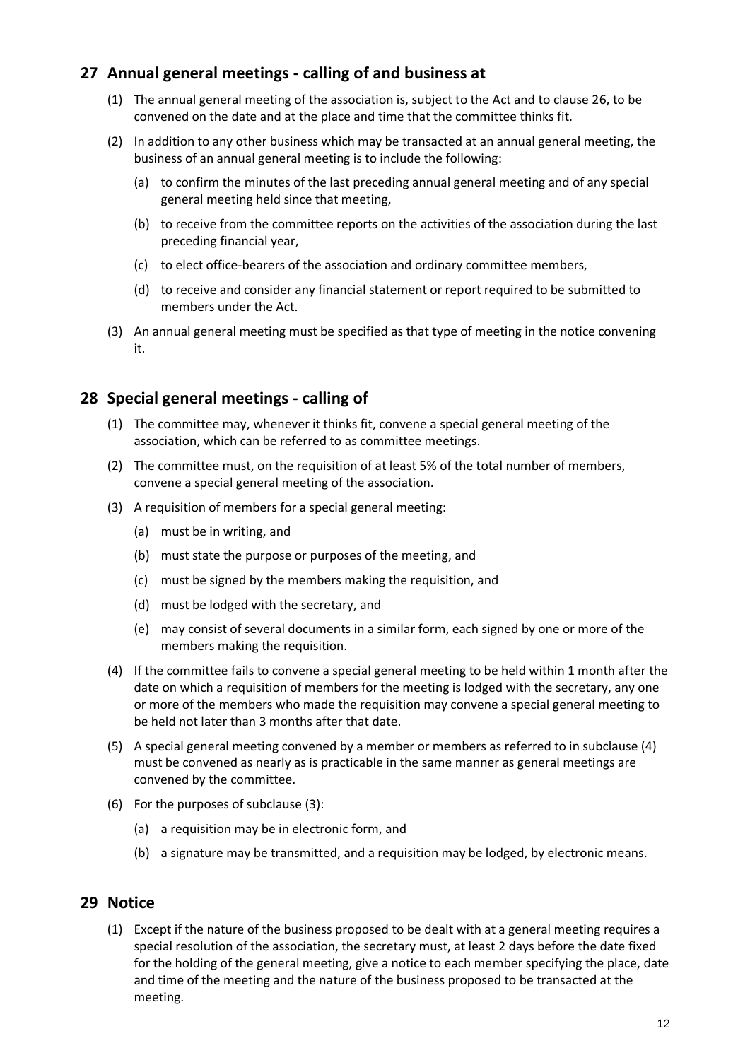## 27 Annual general meetings - calling of and business at

(1) The annual general meeting of the association is, subject to the Act and to clause 26, to be convened on the date and at the place and time that the committee thinks fit.

(2) In addition to any other business which may be transacted at an annual general meeting, the business of an annual general meeting is to include the following:

(a) to confirm the minutes of the last preceding annual general meeting and of any special general meeting held since that meeting,

(b) to receive from the committee reports on the activities of the association during the last preceding financial year,

(c) to elect office-bearers of the association and ordinary committee members,

(d) to receive and consider any financial statement or report required to be submitted to members under the Act.

(3) An annual general meeting must be specified as that type of meeting in the notice convening it.

## 28 Special general meetings - calling of

(1) The committee may, whenever it thinks fit, convene a special general meeting of the association, which can be referred to as committee meetings.

(2) The committee must, on the requisition of at least 5% of the total number of members, convene a special general meeting of the association.

(3) A requisition of members for a special general meeting:

(a) must be in writing, and

(b) must state the purpose or purposes of the meeting, and

(c) must be signed by the members making the requisition, and

(d) must be lodged with the secretary, and

(e) may consist of several documents in a similar form, each signed by one or more of the members making the requisition.

(4) If the committee fails to convene a special general meeting to be held within 1 month after the date on which a requisition of members for the meeting is lodged with the secretary, any one or more of the members who made the requisition may convene a special general meeting to be held not later than 3 months after that date.

(5) A special general meeting convened by a member or members as referred to in subclause (4) must be convened as nearly as is practicable in the same manner as general meetings are convened by the committee.

(6) For the purposes of subclause (3):

(a) a requisition may be in electronic form, and

(b) a signature may be transmitted, and a requisition may be lodged, by electronic means.

## 29 Notice

(1) Except if the nature of the business proposed to be dealt with at a general meeting requires a special resolution of the association, the secretary must, at least 2 days before the date fixed for the holding of the general meeting, give a notice to each member specifying the place, date and time of the meeting and the nature of the business proposed to be transacted at the meeting.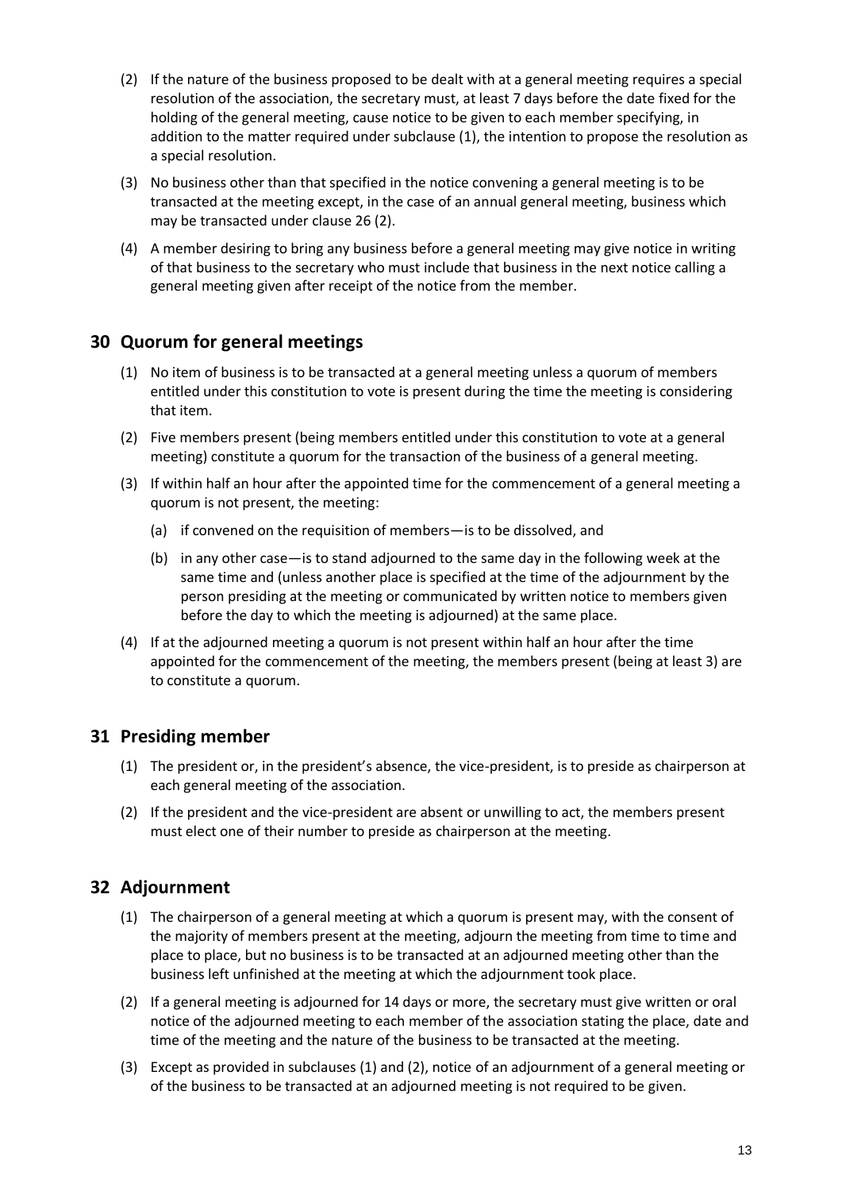(2) If the nature of the business proposed to be dealt with at a general meeting requires a special resolution of the association, the secretary must, at least 7 days before the date fixed for the holding of the general meeting, cause notice to be given to each member specifying, in addition to the matter required under subclause (1), the intention to propose the resolution as a special resolution.

(3) No business other than that specified in the notice convening a general meeting is to be transacted at the meeting except, in the case of an annual general meeting, business which may be transacted under clause 26 (2).

(4) A member desiring to bring any business before a general meeting may give notice in writing of that business to the secretary who must include that business in the next notice calling a general meeting given after receipt of the notice from the member.

## 30 Quorum for general meetings

(1) No item of business is to be transacted at a general meeting unless a quorum of members entitled under this constitution to vote is present during the time the meeting is considering that item.

(2) Five members present (being members entitled under this constitution to vote at a general meeting) constitute a quorum for the transaction of the business of a general meeting.

(3) If within half an hour after the appointed time for the commencement of a general meeting a quorum is not present, the meeting:

(a) if convened on the requisition of members—is to be dissolved, and

(b) in any other case—is to stand adjourned to the same day in the following week at the same time and (unless another place is specified at the time of the adjournment by the person presiding at the meeting or communicated by written notice to members given before the day to which the meeting is adjourned) at the same place.

(4) If at the adjourned meeting a quorum is not present within half an hour after the time appointed for the commencement of the meeting, the members present (being at least 3) are to constitute a quorum.

## 31 Presiding member

(1) The president or, in the president's absence, the vice-president, is to preside as chairperson at each general meeting of the association.

(2) If the president and the vice-president are absent or unwilling to act, the members present must elect one of their number to preside as chairperson at the meeting.

## 32 Adjournment

(1) The chairperson of a general meeting at which a quorum is present may, with the consent of the majority of members present at the meeting, adjourn the meeting from time to time and place to place, but no business is to be transacted at an adjourned meeting other than the business left unfinished at the meeting at which the adjournment took place.

(2) If a general meeting is adjourned for 14 days or more, the secretary must give written or oral notice of the adjourned meeting to each member of the association stating the place, date and time of the meeting and the nature of the business to be transacted at the meeting.

(3) Except as provided in subclauses (1) and (2), notice of an adjournment of a general meeting or of the business to be transacted at an adjourned meeting is not required to be given.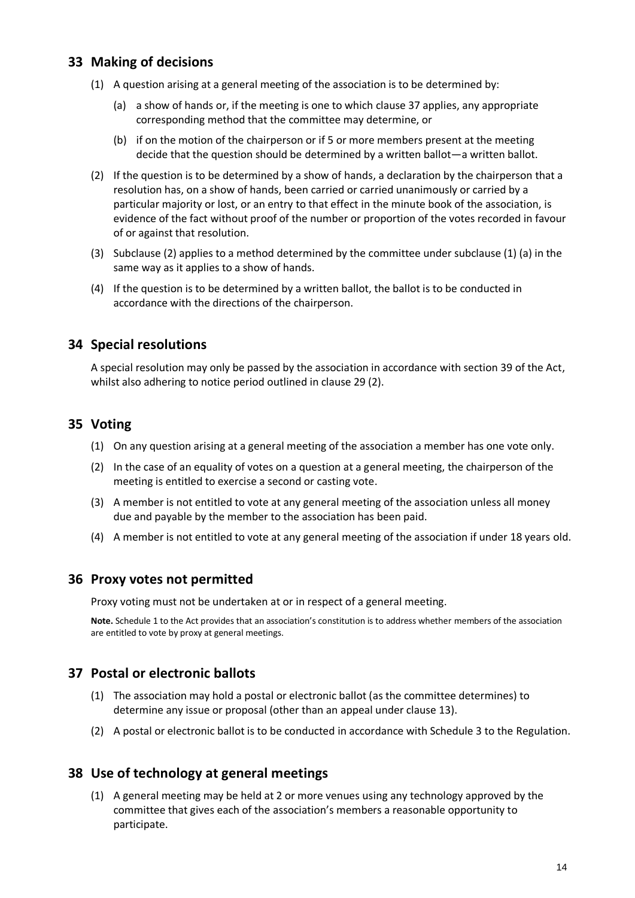## 33 Making of decisions

(1) A question arising at a general meeting of the association is to be determined by:

(a) a show of hands or, if the meeting is one to which clause 37 applies, any appropriate corresponding method that the committee may determine, or

(b) if on the motion of the chairperson or if 5 or more members present at the meeting decide that the question should be determined by a written ballot—a written ballot.

(2) If the question is to be determined by a show of hands, a declaration by the chairperson that a resolution has, on a show of hands, been carried or carried unanimously or carried by a particular majority or lost, or an entry to that effect in the minute book of the association, is evidence of the fact without proof of the number or proportion of the votes recorded in favour of or against that resolution.

(3) Subclause (2) applies to a method determined by the committee under subclause (1) (a) in the same way as it applies to a show of hands.

(4) If the question is to be determined by a written ballot, the ballot is to be conducted in accordance with the directions of the chairperson.

## 34 Special resolutions

A special resolution may only be passed by the association in accordance with section 39 of the Act, whilst also adhering to notice period outlined in clause 29 (2).

## 35 Voting

(1) On any question arising at a general meeting of the association a member has one vote only.

(2) In the case of an equality of votes on a question at a general meeting, the chairperson of the meeting is entitled to exercise a second or casting vote.

(3) A member is not entitled to vote at any general meeting of the association unless all money due and payable by the member to the association has been paid.

(4) A member is not entitled to vote at any general meeting of the association if under 18 years old.

## 36 Proxy votes not permitted

Proxy voting must not be undertaken at or in respect of a general meeting.

**Note.** Schedule 1 to the Act provides that an association's constitution is to address whether members of the association are entitled to vote by proxy at general meetings.

## 37 Postal or electronic ballots

(1) The association may hold a postal or electronic ballot (as the committee determines) to determine any issue or proposal (other than an appeal under clause 13).

(2) A postal or electronic ballot is to be conducted in accordance with Schedule 3 to the Regulation.

## 38 Use of technology at general meetings

(1) A general meeting may be held at 2 or more venues using any technology approved by the committee that gives each of the association's members a reasonable opportunity to participate.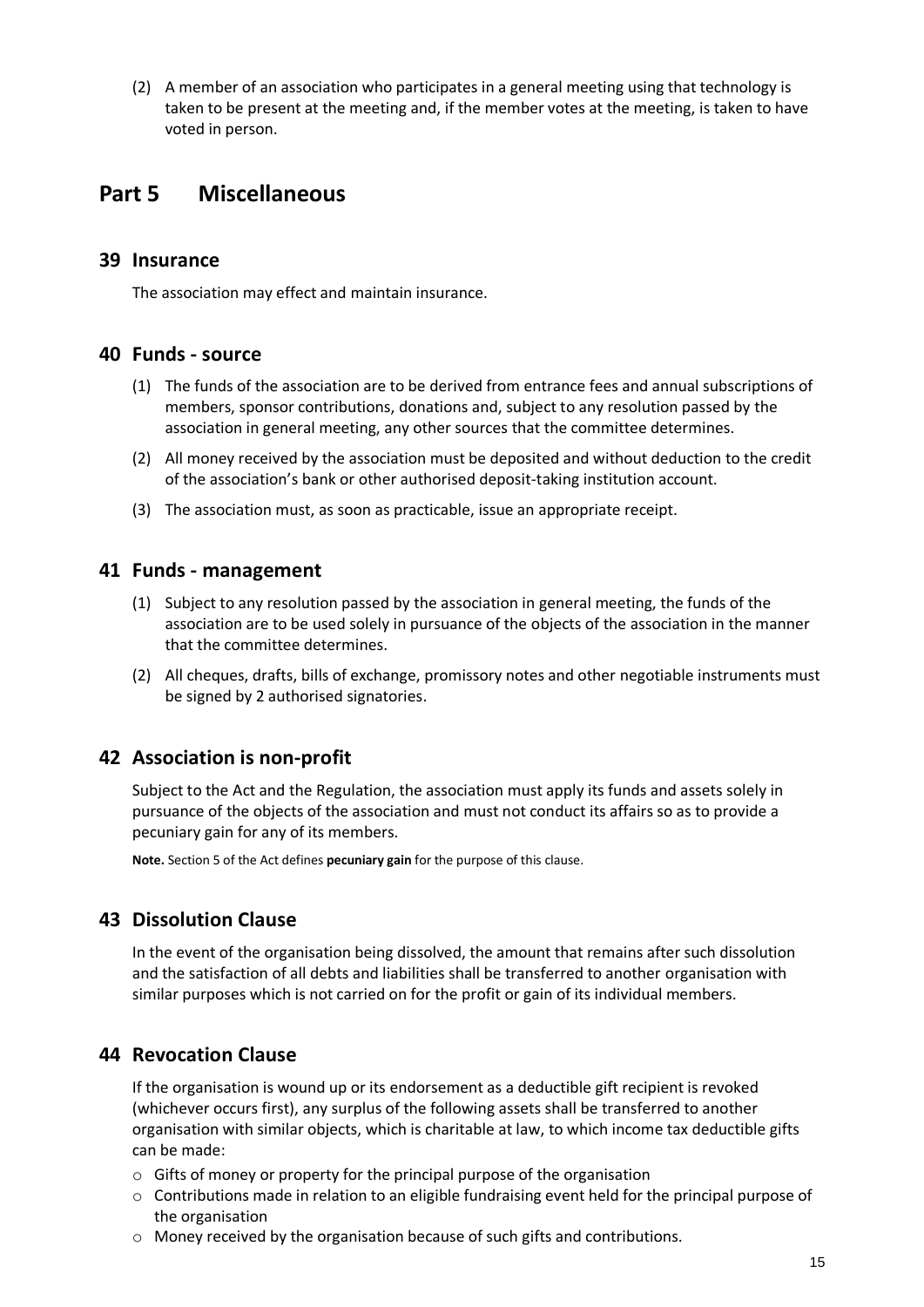(2) A member of an association who participates in a general meeting using that technology is taken to be present at the meeting and, if the member votes at the meeting, is taken to have voted in person.

# Part 5 Miscellaneous

## 39 Insurance

The association may effect and maintain insurance.

## 40 Funds - source

(1) The funds of the association are to be derived from entrance fees and annual subscriptions of members, sponsor contributions, donations and, subject to any resolution passed by the association in general meeting, any other sources that the committee determines.

(2) All money received by the association must be deposited and without deduction to the credit of the association's bank or other authorised deposit-taking institution account.

(3) The association must, as soon as practicable, issue an appropriate receipt.

## 41 Funds - management

(1) Subject to any resolution passed by the association in general meeting, the funds of the association are to be used solely in pursuance of the objects of the association in the manner that the committee determines.

(2) All cheques, drafts, bills of exchange, promissory notes and other negotiable instruments must be signed by 2 authorised signatories.

## 42 Association is non-profit

Subject to the Act and the Regulation, the association must apply its funds and assets solely in pursuance of the objects of the association and must not conduct its affairs so as to provide a pecuniary gain for any of its members.

**Note.** Section 5 of the Act defines **pecuniary gain** for the purpose of this clause.

## 43 Dissolution Clause

In the event of the organisation being dissolved, the amount that remains after such dissolution and the satisfaction of all debts and liabilities shall be transferred to another organisation with similar purposes which is not carried on for the profit or gain of its individual members.

## 44 Revocation Clause

If the organisation is wound up or its endorsement as a deductible gift recipient is revoked (whichever occurs first), any surplus of the following assets shall be transferred to another organisation with similar objects, which is charitable at law, to which income tax deductible gifts can be made:

- Gifts of money or property for the principal purpose of the organisation
- Contributions made in relation to an eligible fundraising event held for the principal purpose of the organisation
- Money received by the organisation because of such gifts and contributions.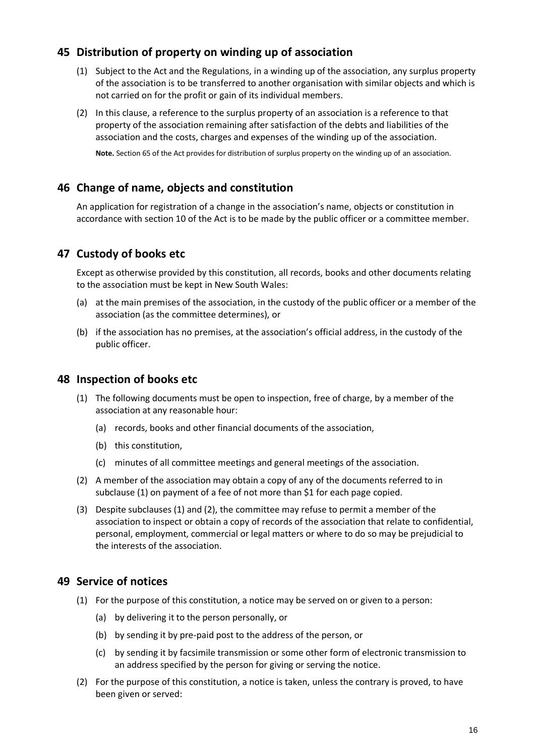## 45 Distribution of property on winding up of association

(1) Subject to the Act and the Regulations, in a winding up of the association, any surplus property of the association is to be transferred to another organisation with similar objects and which is not carried on for the profit or gain of its individual members.

(2) In this clause, a reference to the surplus property of an association is a reference to that property of the association remaining after satisfaction of the debts and liabilities of the association and the costs, charges and expenses of the winding up of the association.

**Note.** Section 65 of the Act provides for distribution of surplus property on the winding up of an association.

## 46 Change of name, objects and constitution

An application for registration of a change in the association's name, objects or constitution in accordance with section 10 of the Act is to be made by the public officer or a committee member.

## 47 Custody of books etc

Except as otherwise provided by this constitution, all records, books and other documents relating to the association must be kept in New South Wales:

(a) at the main premises of the association, in the custody of the public officer or a member of the association (as the committee determines), or

(b) if the association has no premises, at the association's official address, in the custody of the public officer.

## 48 Inspection of books etc

(1) The following documents must be open to inspection, free of charge, by a member of the association at any reasonable hour:

  (a) records, books and other financial documents of the association,

  (b) this constitution,

  (c) minutes of all committee meetings and general meetings of the association.

(2) A member of the association may obtain a copy of any of the documents referred to in subclause (1) on payment of a fee of not more than $1 for each page copied.

(3) Despite subclauses (1) and (2), the committee may refuse to permit a member of the association to inspect or obtain a copy of records of the association that relate to confidential, personal, employment, commercial or legal matters or where to do so may be prejudicial to the interests of the association.

## 49 Service of notices

(1) For the purpose of this constitution, a notice may be served on or given to a person:

  (a) by delivering it to the person personally, or

  (b) by sending it by pre-paid post to the address of the person, or

  (c) by sending it by facsimile transmission or some other form of electronic transmission to an address specified by the person for giving or serving the notice.

(2) For the purpose of this constitution, a notice is taken, unless the contrary is proved, to have been given or served: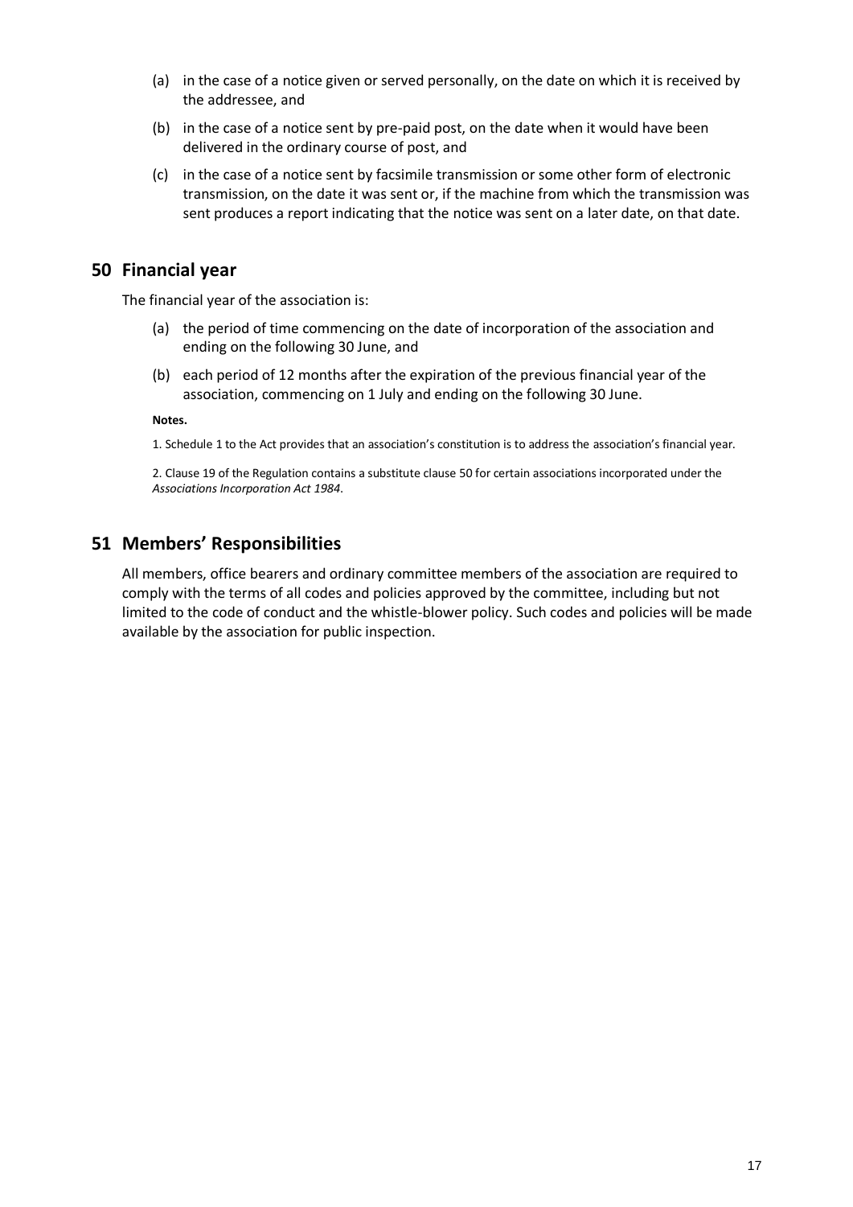(a) in the case of a notice given or served personally, on the date on which it is received by the addressee, and

(b) in the case of a notice sent by pre-paid post, on the date when it would have been delivered in the ordinary course of post, and

(c) in the case of a notice sent by facsimile transmission or some other form of electronic transmission, on the date it was sent or, if the machine from which the transmission was sent produces a report indicating that the notice was sent on a later date, on that date.

## 50 Financial year

The financial year of the association is:

(a) the period of time commencing on the date of incorporation of the association and ending on the following 30 June, and

(b) each period of 12 months after the expiration of the previous financial year of the association, commencing on 1 July and ending on the following 30 June.

**Notes.**

1. Schedule 1 to the Act provides that an association's constitution is to address the association's financial year.

2. Clause 19 of the Regulation contains a substitute clause 50 for certain associations incorporated under the *Associations Incorporation Act 1984*.

## 51 Members' Responsibilities

All members, office bearers and ordinary committee members of the association are required to comply with the terms of all codes and policies approved by the committee, including but not limited to the code of conduct and the whistle-blower policy. Such codes and policies will be made available by the association for public inspection.